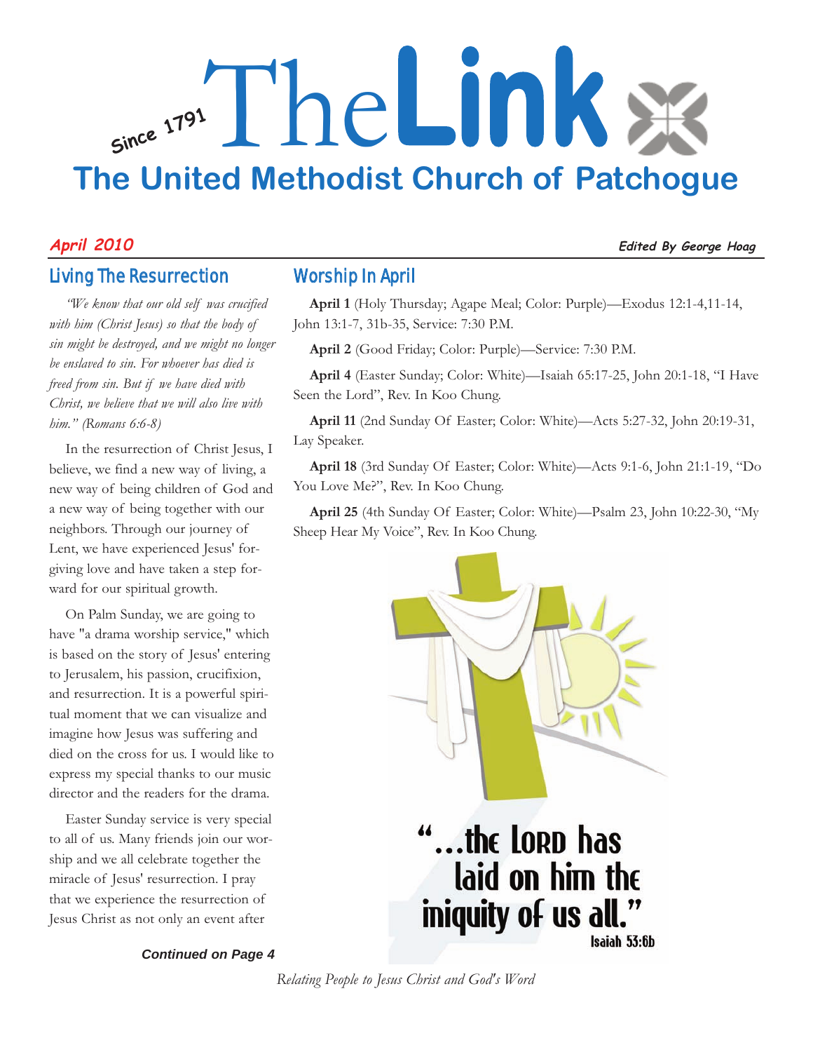# The Link

Since 1791

## The United Methodist Church of Patchogue

***April 2010*** — ***Edited By George Hoag***

## Living The Resurrection

*"We know that our old self was crucified with him (Christ Jesus) so that the body of sin might be destroyed, and we might no longer be enslaved to sin. For whoever has died is freed from sin. But if we have died with Christ, we believe that we will also live with him." (Romans 6:6-8)*

In the resurrection of Christ Jesus, I believe, we find a new way of living, a new way of being children of God and a new way of being together with our neighbors. Through our journey of Lent, we have experienced Jesus' forgiving love and have taken a step forward for our spiritual growth.

On Palm Sunday, we are going to have "a drama worship service," which is based on the story of Jesus' entering to Jerusalem, his passion, crucifixion, and resurrection. It is a powerful spiritual moment that we can visualize and imagine how Jesus was suffering and died on the cross for us. I would like to express my special thanks to our music director and the readers for the drama.

Easter Sunday service is very special to all of us. Many friends join our worship and we all celebrate together the miracle of Jesus' resurrection. I pray that we experience the resurrection of Jesus Christ as not only an event after

***Continued on Page 4***

## Worship In April

**April 1** (Holy Thursday; Agape Meal; Color: Purple)—Exodus 12:1-4,11-14, John 13:1-7, 31b-35, Service: 7:30 P.M.

**April 2** (Good Friday; Color: Purple)—Service: 7:30 P.M.

**April 4** (Easter Sunday; Color: White)—Isaiah 65:17-25, John 20:1-18, "I Have Seen the Lord", Rev. In Koo Chung.

**April 11** (2nd Sunday Of Easter; Color: White)—Acts 5:27-32, John 20:19-31, Lay Speaker.

**April 18** (3rd Sunday Of Easter; Color: White)—Acts 9:1-6, John 21:1-19, "Do You Love Me?", Rev. In Koo Chung.

**April 25** (4th Sunday Of Easter; Color: White)—Psalm 23, John 10:22-30, "My Sheep Hear My Voice", Rev. In Koo Chung.

"...the LORD has laid on him the iniquity of us all."
Isaiah 53:6b

*Relating People to Jesus Christ and God's Word*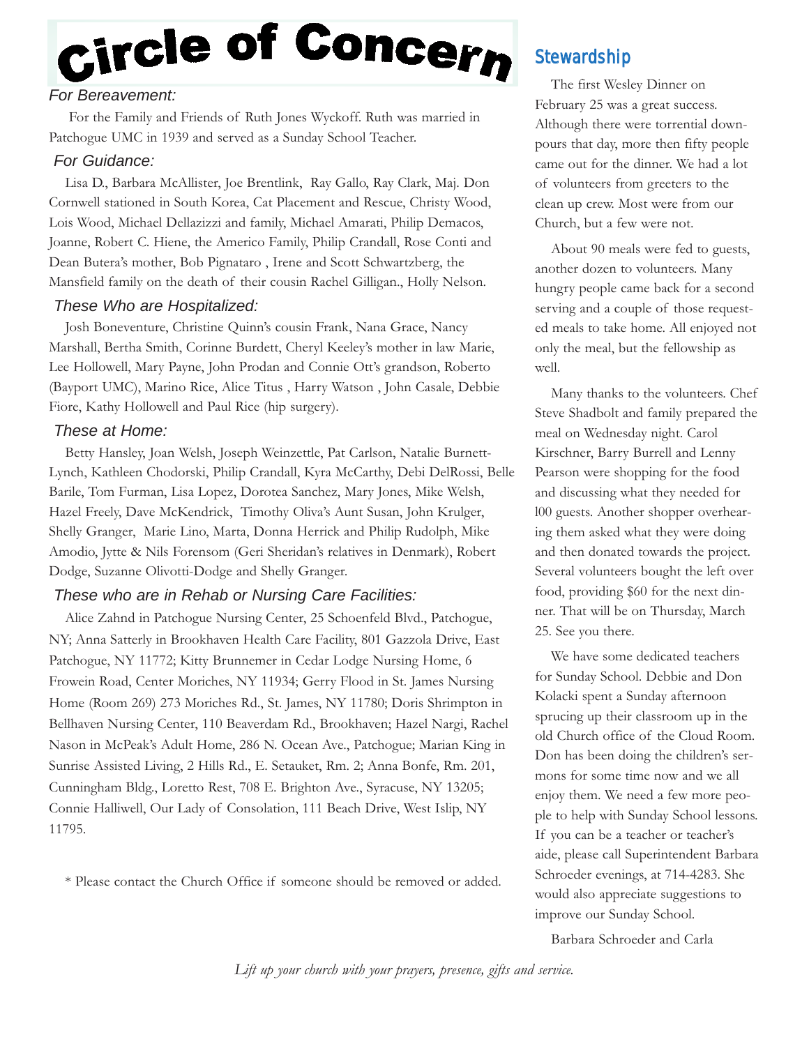# Circle of Concern

### *For Bereavement:*

For the Family and Friends of Ruth Jones Wyckoff. Ruth was married in Patchogue UMC in 1939 and served as a Sunday School Teacher.

### *For Guidance:*

Lisa D., Barbara McAllister, Joe Brentlink, Ray Gallo, Ray Clark, Maj. Don Cornwell stationed in South Korea, Cat Placement and Rescue, Christy Wood, Lois Wood, Michael Dellazizzi and family, Michael Amarati, Philip Demacos, Joanne, Robert C. Hiene, the Americo Family, Philip Crandall, Rose Conti and Dean Butera's mother, Bob Pignataro , Irene and Scott Schwartzberg, the Mansfield family on the death of their cousin Rachel Gilligan., Holly Nelson.

### *These Who are Hospitalized:*

Josh Boneventure, Christine Quinn's cousin Frank, Nana Grace, Nancy Marshall, Bertha Smith, Corinne Burdett, Cheryl Keeley's mother in law Marie, Lee Hollowell, Mary Payne, John Prodan and Connie Ott's grandson, Roberto (Bayport UMC), Marino Rice, Alice Titus , Harry Watson , John Casale, Debbie Fiore, Kathy Hollowell and Paul Rice (hip surgery).

### *These at Home:*

Betty Hansley, Joan Welsh, Joseph Weinzettle, Pat Carlson, Natalie Burnett-Lynch, Kathleen Chodorski, Philip Crandall, Kyra McCarthy, Debi DelRossi, Belle Barile, Tom Furman, Lisa Lopez, Dorotea Sanchez, Mary Jones, Mike Welsh, Hazel Freely, Dave McKendrick, Timothy Oliva's Aunt Susan, John Krulger, Shelly Granger, Marie Lino, Marta, Donna Herrick and Philip Rudolph, Mike Amodio, Jytte & Nils Forensom (Geri Sheridan's relatives in Denmark), Robert Dodge, Suzanne Olivotti-Dodge and Shelly Granger.

### *These who are in Rehab or Nursing Care Facilities:*

Alice Zahnd in Patchogue Nursing Center, 25 Schoenfeld Blvd., Patchogue, NY; Anna Satterly in Brookhaven Health Care Facility, 801 Gazzola Drive, East Patchogue, NY 11772; Kitty Brunnemer in Cedar Lodge Nursing Home, 6 Frowein Road, Center Moriches, NY 11934; Gerry Flood in St. James Nursing Home (Room 269) 273 Moriches Rd., St. James, NY 11780; Doris Shrimpton in Bellhaven Nursing Center, 110 Beaverdam Rd., Brookhaven; Hazel Nargi, Rachel Nason in McPeak's Adult Home, 286 N. Ocean Ave., Patchogue; Marian King in Sunrise Assisted Living, 2 Hills Rd., E. Setauket, Rm. 2; Anna Bonfe, Rm. 201, Cunningham Bldg., Loretto Rest, 708 E. Brighton Ave., Syracuse, NY 13205; Connie Halliwell, Our Lady of Consolation, 111 Beach Drive, West Islip, NY 11795.

\* Please contact the Church Office if someone should be removed or added.

## Stewardship

The first Wesley Dinner on February 25 was a great success. Although there were torrential downpours that day, more then fifty people came out for the dinner. We had a lot of volunteers from greeters to the clean up crew. Most were from our Church, but a few were not.

About 90 meals were fed to guests, another dozen to volunteers. Many hungry people came back for a second serving and a couple of those requested meals to take home. All enjoyed not only the meal, but the fellowship as well.

Many thanks to the volunteers. Chef Steve Shadbolt and family prepared the meal on Wednesday night. Carol Kirschner, Barry Burrell and Lenny Pearson were shopping for the food and discussing what they needed for l00 guests. Another shopper overhearing them asked what they were doing and then donated towards the project. Several volunteers bought the left over food, providing $60 for the next dinner. That will be on Thursday, March 25. See you there.

We have some dedicated teachers for Sunday School. Debbie and Don Kolacki spent a Sunday afternoon sprucing up their classroom up in the old Church office of the Cloud Room. Don has been doing the children's sermons for some time now and we all enjoy them. We need a few more people to help with Sunday School lessons. If you can be a teacher or teacher's aide, please call Superintendent Barbara Schroeder evenings, at 714-4283. She would also appreciate suggestions to improve our Sunday School.

Barbara Schroeder and Carla

*Lift up your church with your prayers, presence, gifts and service.*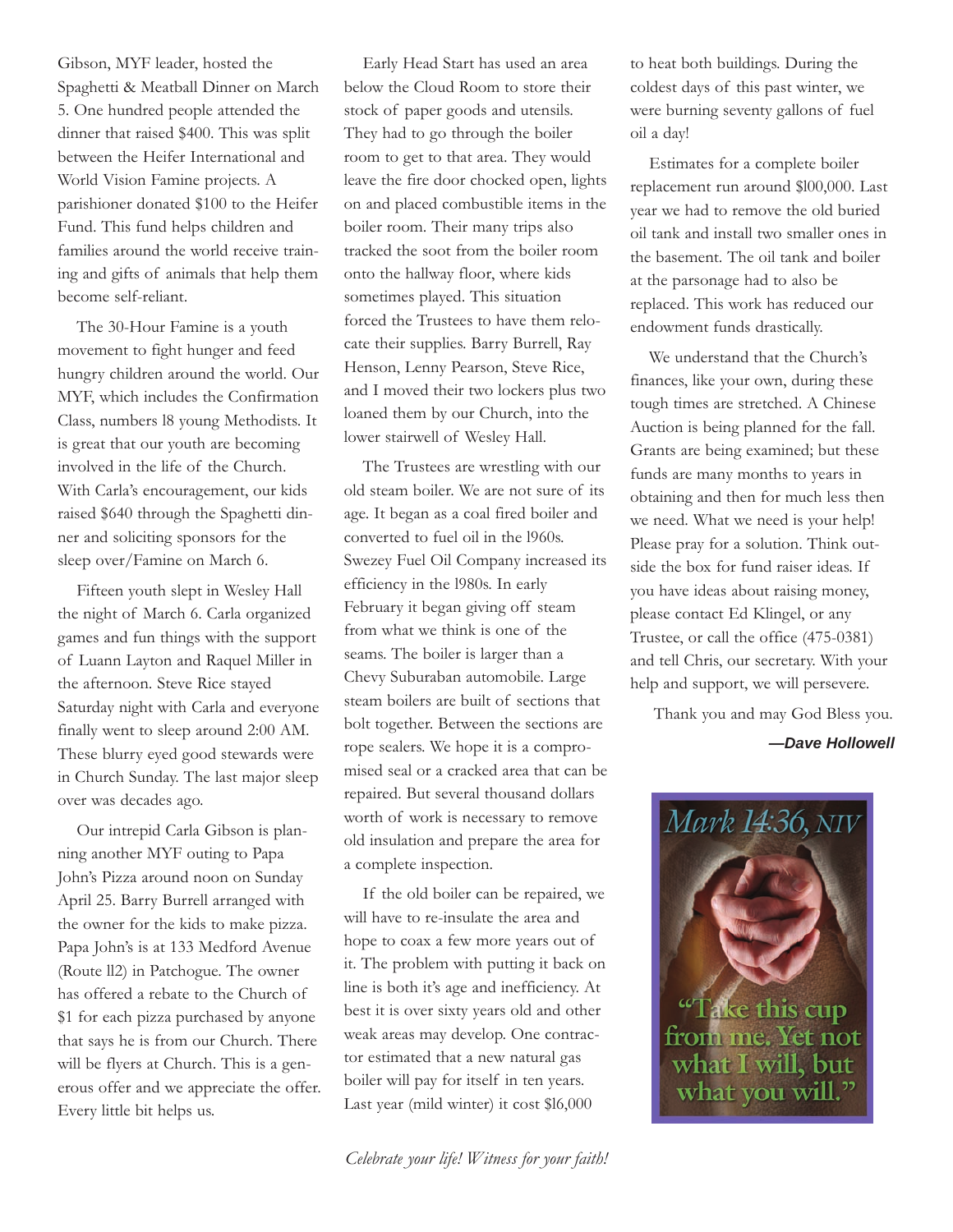Gibson, MYF leader, hosted the Spaghetti & Meatball Dinner on March 5. One hundred people attended the dinner that raised $400. This was split between the Heifer International and World Vision Famine projects. A parishioner donated $100 to the Heifer Fund. This fund helps children and families around the world receive training and gifts of animals that help them become self-reliant.

The 30-Hour Famine is a youth movement to fight hunger and feed hungry children around the world. Our MYF, which includes the Confirmation Class, numbers 18 young Methodists. It is great that our youth are becoming involved in the life of the Church. With Carla's encouragement, our kids raised $640 through the Spaghetti dinner and soliciting sponsors for the sleep over/Famine on March 6.

Fifteen youth slept in Wesley Hall the night of March 6. Carla organized games and fun things with the support of Luann Layton and Raquel Miller in the afternoon. Steve Rice stayed Saturday night with Carla and everyone finally went to sleep around 2:00 AM. These blurry eyed good stewards were in Church Sunday. The last major sleep over was decades ago.

Our intrepid Carla Gibson is planning another MYF outing to Papa John's Pizza around noon on Sunday April 25. Barry Burrell arranged with the owner for the kids to make pizza. Papa John's is at 133 Medford Avenue (Route 112) in Patchogue. The owner has offered a rebate to the Church of $1 for each pizza purchased by anyone that says he is from our Church. There will be flyers at Church. This is a generous offer and we appreciate the offer. Every little bit helps us.

Early Head Start has used an area below the Cloud Room to store their stock of paper goods and utensils. They had to go through the boiler room to get to that area. They would leave the fire door chocked open, lights on and placed combustible items in the boiler room. Their many trips also tracked the soot from the boiler room onto the hallway floor, where kids sometimes played. This situation forced the Trustees to have them relocate their supplies. Barry Burrell, Ray Henson, Lenny Pearson, Steve Rice, and I moved their two lockers plus two loaned them by our Church, into the lower stairwell of Wesley Hall.

The Trustees are wrestling with our old steam boiler. We are not sure of its age. It began as a coal fired boiler and converted to fuel oil in the 1960s. Swezey Fuel Oil Company increased its efficiency in the 1980s. In early February it began giving off steam from what we think is one of the seams. The boiler is larger than a Chevy Suburban automobile. Large steam boilers are built of sections that bolt together. Between the sections are rope sealers. We hope it is a compromised seal or a cracked area that can be repaired. But several thousand dollars worth of work is necessary to remove old insulation and prepare the area for a complete inspection.

If the old boiler can be repaired, we will have to re-insulate the area and hope to coax a few more years out of it. The problem with putting it back on line is both it's age and inefficiency. At best it is over sixty years old and other weak areas may develop. One contractor estimated that a new natural gas boiler will pay for itself in ten years. Last year (mild winter) it cost $16,000 to heat both buildings. During the coldest days of this past winter, we were burning seventy gallons of fuel oil a day!

Estimates for a complete boiler replacement run around $100,000. Last year we had to remove the old buried oil tank and install two smaller ones in the basement. The oil tank and boiler at the parsonage had to also be replaced. This work has reduced our endowment funds drastically.

We understand that the Church's finances, like your own, during these tough times are stretched. A Chinese Auction is being planned for the fall. Grants are being examined; but these funds are many months to years in obtaining and then for much less then we need. What we need is your help! Please pray for a solution. Think outside the box for fund raiser ideas. If you have ideas about raising money, please contact Ed Klingel, or any Trustee, or call the office (475-0381) and tell Chris, our secretary. With your help and support, we will persevere.

Thank you and may God Bless you.

***—Dave Hollowell***

*Mark 14:36, NIV*

"Take this cup from me. Yet not what I will, but what you will."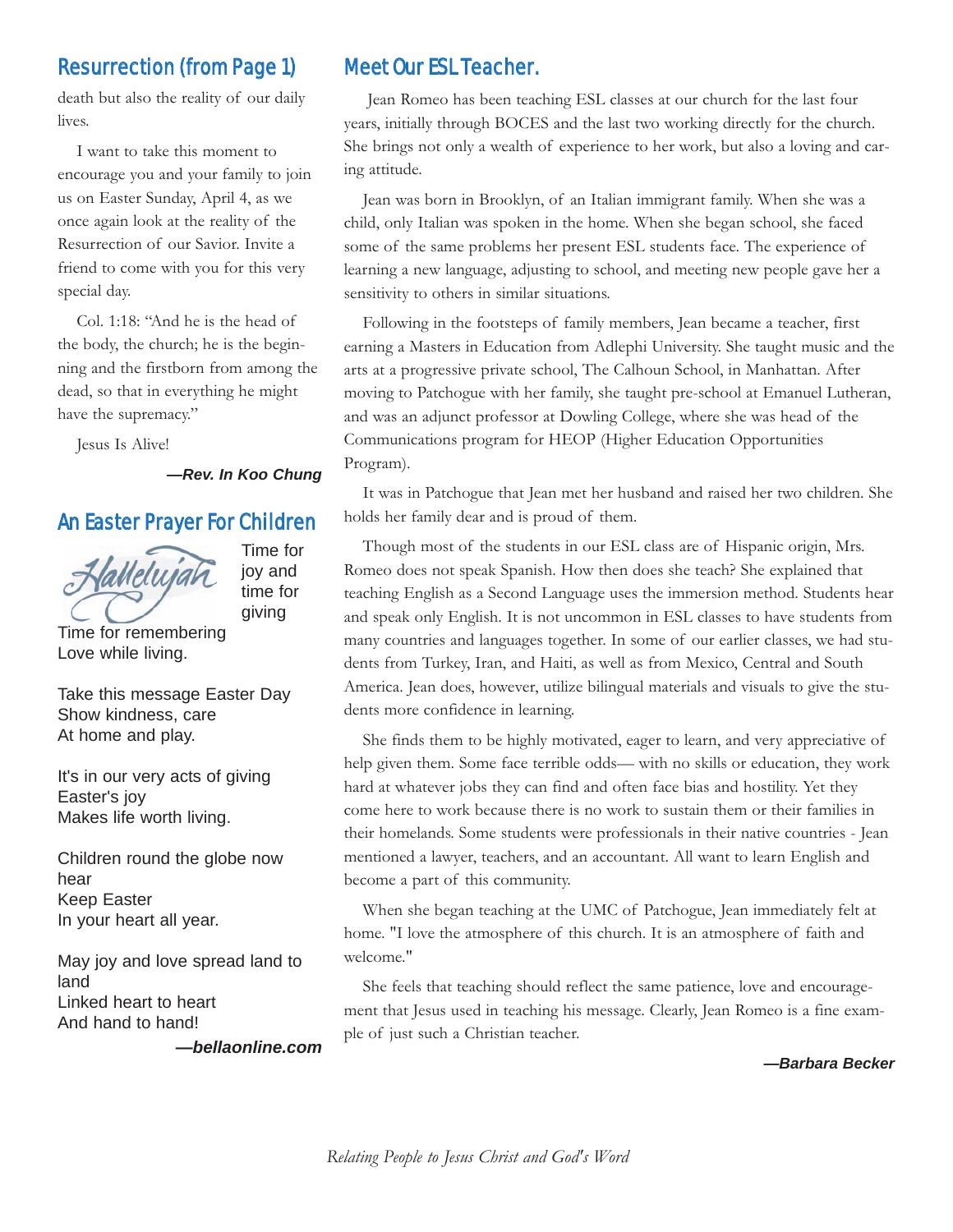## Resurrection (from Page 1)

death but also the reality of our daily lives.

I want to take this moment to encourage you and your family to join us on Easter Sunday, April 4, as we once again look at the reality of the Resurrection of our Savior. Invite a friend to come with you for this very special day.

Col. 1:18: "And he is the head of the body, the church; he is the beginning and the firstborn from among the dead, so that in everything he might have the supremacy."

Jesus Is Alive!

***—Rev. In Koo Chung***

## An Easter Prayer For Children

Hallelujah

Time for joy and time for giving
Time for remembering
Love while living.

Take this message Easter Day
Show kindness, care
At home and play.

It's in our very acts of giving
Easter's joy
Makes life worth living.

Children round the globe now hear
Keep Easter
In your heart all year.

May joy and love spread land to land
Linked heart to heart
And hand to hand!

***—bellaonline.com***

## Meet Our ESL Teacher.

Jean Romeo has been teaching ESL classes at our church for the last four years, initially through BOCES and the last two working directly for the church. She brings not only a wealth of experience to her work, but also a loving and caring attitude.

Jean was born in Brooklyn, of an Italian immigrant family. When she was a child, only Italian was spoken in the home. When she began school, she faced some of the same problems her present ESL students face. The experience of learning a new language, adjusting to school, and meeting new people gave her a sensitivity to others in similar situations.

Following in the footsteps of family members, Jean became a teacher, first earning a Masters in Education from Adlephi University. She taught music and the arts at a progressive private school, The Calhoun School, in Manhattan. After moving to Patchogue with her family, she taught pre-school at Emanuel Lutheran, and was an adjunct professor at Dowling College, where she was head of the Communications program for HEOP (Higher Education Opportunities Program).

It was in Patchogue that Jean met her husband and raised her two children. She holds her family dear and is proud of them.

Though most of the students in our ESL class are of Hispanic origin, Mrs. Romeo does not speak Spanish. How then does she teach? She explained that teaching English as a Second Language uses the immersion method. Students hear and speak only English. It is not uncommon in ESL classes to have students from many countries and languages together. In some of our earlier classes, we had students from Turkey, Iran, and Haiti, as well as from Mexico, Central and South America. Jean does, however, utilize bilingual materials and visuals to give the students more confidence in learning.

She finds them to be highly motivated, eager to learn, and very appreciative of help given them. Some face terrible odds— with no skills or education, they work hard at whatever jobs they can find and often face bias and hostility. Yet they come here to work because there is no work to sustain them or their families in their homelands. Some students were professionals in their native countries - Jean mentioned a lawyer, teachers, and an accountant. All want to learn English and become a part of this community.

When she began teaching at the UMC of Patchogue, Jean immediately felt at home. "I love the atmosphere of this church. It is an atmosphere of faith and welcome."

She feels that teaching should reflect the same patience, love and encouragement that Jesus used in teaching his message. Clearly, Jean Romeo is a fine example of just such a Christian teacher.

***—Barbara Becker***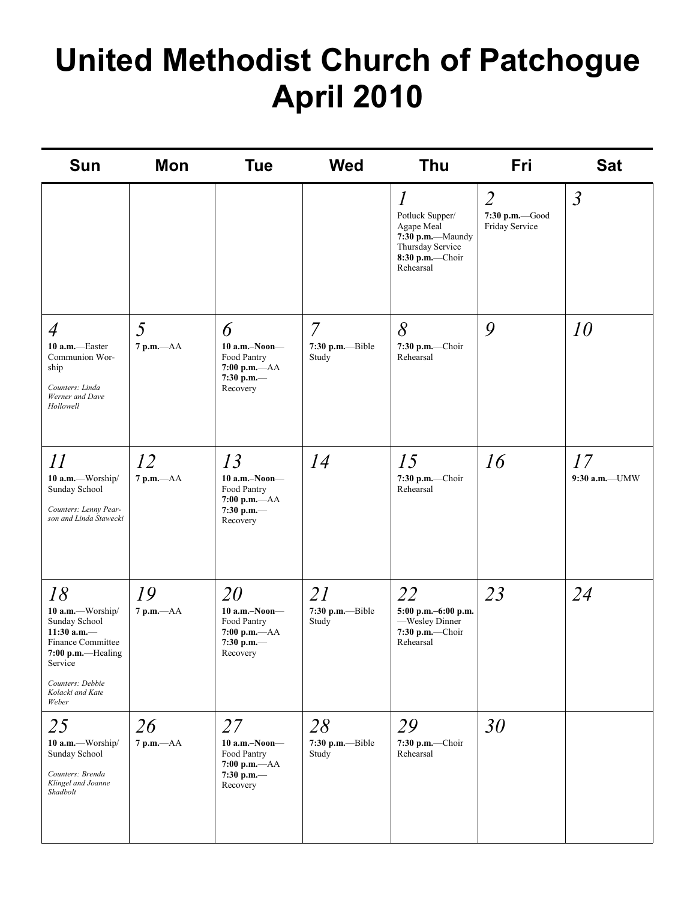# United Methodist Church of Patchogue
# April 2010

| Sun | Mon | Tue | Wed | Thu | Fri | Sat |
|---|---|---|---|---|---|---|
| | | | | *1* Potluck Supper/ Agape Meal **7:30 p.m.**—Maundy Thursday Service **8:30 p.m.**—Choir Rehearsal | *2* **7:30 p.m.**—Good Friday Service | *3* |
| *4* **10 a.m.**—Easter Communion Worship *Counters: Linda Werner and Dave Hollowell* | *5* **7 p.m.**—AA | *6* **10 a.m.–Noon**—Food Pantry **7:00 p.m.**—AA **7:30 p.m.**—Recovery | *7* **7:30 p.m.**—Bible Study | *8* **7:30 p.m.**—Choir Rehearsal | *9* | *10* |
| *11* **10 a.m.**—Worship/ Sunday School *Counters: Lenny Pearson and Linda Stawecki* | *12* **7 p.m.**—AA | *13* **10 a.m.–Noon**—Food Pantry **7:00 p.m.**—AA **7:30 p.m.**—Recovery | *14* | *15* **7:30 p.m.**—Choir Rehearsal | *16* | *17* **9:30 a.m.**—UMW |
| *18* **10 a.m.**—Worship/ Sunday School **11:30 a.m.**—Finance Committee **7:00 p.m.**—Healing Service *Counters: Debbie Kolacki and Kate Weber* | *19* **7 p.m.**—AA | *20* **10 a.m.–Noon**—Food Pantry **7:00 p.m.**—AA **7:30 p.m.**—Recovery | *21* **7:30 p.m.**—Bible Study | *22* **5:00 p.m.–6:00 p.m.**—Wesley Dinner **7:30 p.m.**—Choir Rehearsal | *23* | *24* |
| *25* **10 a.m.**—Worship/ Sunday School *Counters: Brenda Klingel and Joanne Shadbolt* | *26* **7 p.m.**—AA | *27* **10 a.m.–Noon**—Food Pantry **7:00 p.m.**—AA **7:30 p.m.**—Recovery | *28* **7:30 p.m.**—Bible Study | *29* **7:30 p.m.**—Choir Rehearsal | *30* | |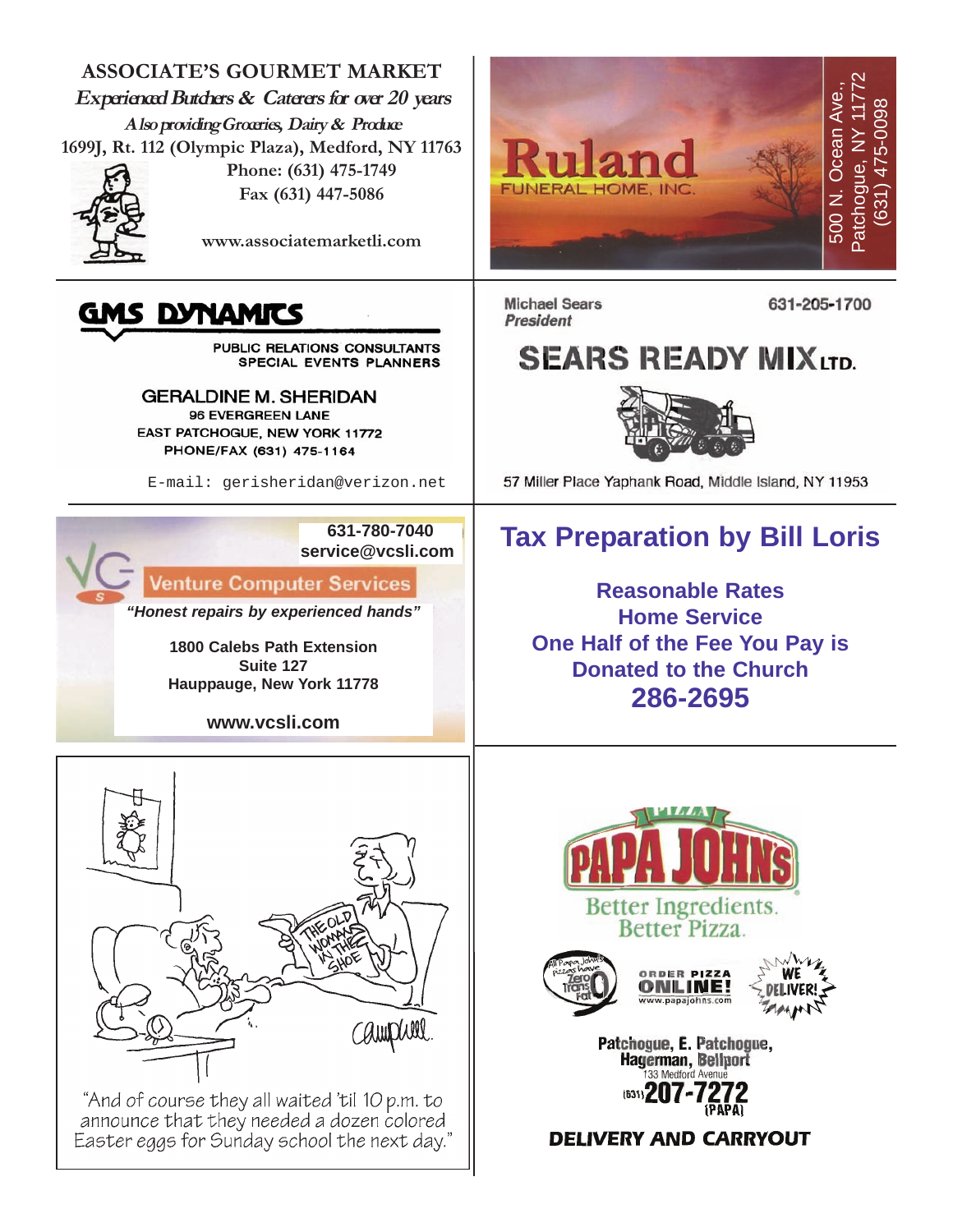**ASSOCIATE'S GOURMET MARKET**

*Experienced Butchers & Caterers for over 20 years*

*Also providing Groceries, Dairy & Produce*

1699J, Rt. 112 (Olympic Plaza), Medford, NY 11763

Phone: (631) 475-1749

Fax (631) 447-5086

www.associatemarketli.com

---

**Ruland**

FUNERAL HOME, INC.

500 N. Ocean Ave.,
Patchogue, NY 11772
(631) 475-0098

---

**GMS DYNAMICS**

PUBLIC RELATIONS CONSULTANTS
SPECIAL EVENTS PLANNERS

GERALDINE M. SHERIDAN
96 EVERGREEN LANE
EAST PATCHOGUE, NEW YORK 11772
PHONE/FAX (631) 475-1164

E-mail: gerisheridan@verizon.net

---

Michael Sears
*President*

631-205-1700

**SEARS READY MIX LTD.**

57 Miller Place Yaphank Road, Middle Island, NY 11953

---

631-780-7040
service@vcsli.com

**Venture Computer Services**

*"Honest repairs by experienced hands"*

1800 Calebs Path Extension
Suite 127
Hauppauge, New York 11778

www.vcsli.com

---

## Tax Preparation by Bill Loris

**Reasonable Rates**
**Home Service**
**One Half of the Fee You Pay is Donated to the Church**
**286-2695**

---

"And of course they all waited 'til 10 p.m. to announce that they needed a dozen colored Easter eggs for Sunday school the next day."

---

**PAPA JOHN'S PIZZA**

Better Ingredients. Better Pizza.

All Papa John's pizzas have Zero Trans Fat

ORDER PIZZA ONLINE! www.papajohns.com

WE DELIVER!

Patchogue, E. Patchogue, Hagerman, Bellport
133 Medford Avenue
(631) 207-7272 (PAPA)

**DELIVERY AND CARRYOUT**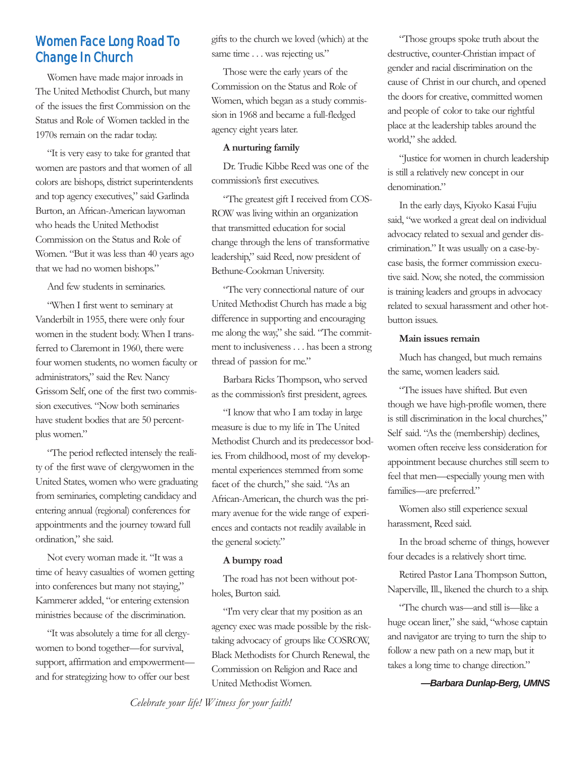## Women Face Long Road To Change In Church

Women have made major inroads in The United Methodist Church, but many of the issues the first Commission on the Status and Role of Women tackled in the 1970s remain on the radar today.

"It is very easy to take for granted that women are pastors and that women of all colors are bishops, district superintendents and top agency executives," said Garlinda Burton, an African-American laywoman who heads the United Methodist Commission on the Status and Role of Women. "But it was less than 40 years ago that we had no women bishops."

And few students in seminaries.

"When I first went to seminary at Vanderbilt in 1955, there were only four women in the student body. When I transferred to Claremont in 1960, there were four women students, no women faculty or administrators," said the Rev. Nancy Grissom Self, one of the first two commission executives. "Now both seminaries have student bodies that are 50 percent-plus women."

"The period reflected intensely the reality of the first wave of clergywomen in the United States, women who were graduating from seminaries, completing candidacy and entering annual (regional) conferences for appointments and the journey toward full ordination," she said.

Not every woman made it. "It was a time of heavy casualties of women getting into conferences but many not staying," Kammerer added, "or entering extension ministries because of the discrimination.

"It was absolutely a time for all clergywomen to bond together—for survival, support, affirmation and empowerment—and for strategizing how to offer our best gifts to the church we loved (which) at the same time . . . was rejecting us."

Those were the early years of the Commission on the Status and Role of Women, which began as a study commission in 1968 and became a full-fledged agency eight years later.

**A nurturing family**

Dr. Trudie Kibbe Reed was one of the commission's first executives.

"The greatest gift I received from COSROW was living within an organization that transmitted education for social change through the lens of transformative leadership," said Reed, now president of Bethune-Cookman University.

"The very connectional nature of our United Methodist Church has made a big difference in supporting and encouraging me along the way," she said. "The commitment to inclusiveness . . . has been a strong thread of passion for me."

Barbara Ricks Thompson, who served as the commission's first president, agrees.

"I know that who I am today in large measure is due to my life in The United Methodist Church and its predecessor bodies. From childhood, most of my developmental experiences stemmed from some facet of the church," she said. "As an African-American, the church was the primary avenue for the wide range of experiences and contacts not readily available in the general society."

**A bumpy road**

The road has not been without potholes, Burton said.

"I'm very clear that my position as an agency exec was made possible by the risk-taking advocacy of groups like COSROW, Black Methodists for Church Renewal, the Commission on Religion and Race and United Methodist Women.

"Those groups spoke truth about the destructive, counter-Christian impact of gender and racial discrimination on the cause of Christ in our church, and opened the doors for creative, committed women and people of color to take our rightful place at the leadership tables around the world," she added.

"Justice for women in church leadership is still a relatively new concept in our denomination."

In the early days, Kiyoko Kasai Fujiu said, "we worked a great deal on individual advocacy related to sexual and gender discrimination." It was usually on a case-by-case basis, the former commission executive said. Now, she noted, the commission is training leaders and groups in advocacy related to sexual harassment and other hot-button issues.

**Main issues remain**

Much has changed, but much remains the same, women leaders said.

"The issues have shifted. But even though we have high-profile women, there is still discrimination in the local churches," Self said. "As the (membership) declines, women often receive less consideration for appointment because churches still seem to feel that men—especially young men with families—are preferred."

Women also still experience sexual harassment, Reed said.

In the broad scheme of things, however four decades is a relatively short time.

Retired Pastor Lana Thompson Sutton, Naperville, Ill., likened the church to a ship.

"The church was—and still is—like a huge ocean liner," she said, "whose captain and navigator are trying to turn the ship to follow a new path on a new map, but it takes a long time to change direction."

***—Barbara Dunlap-Berg, UMNS***

*Celebrate your life! Witness for your faith!*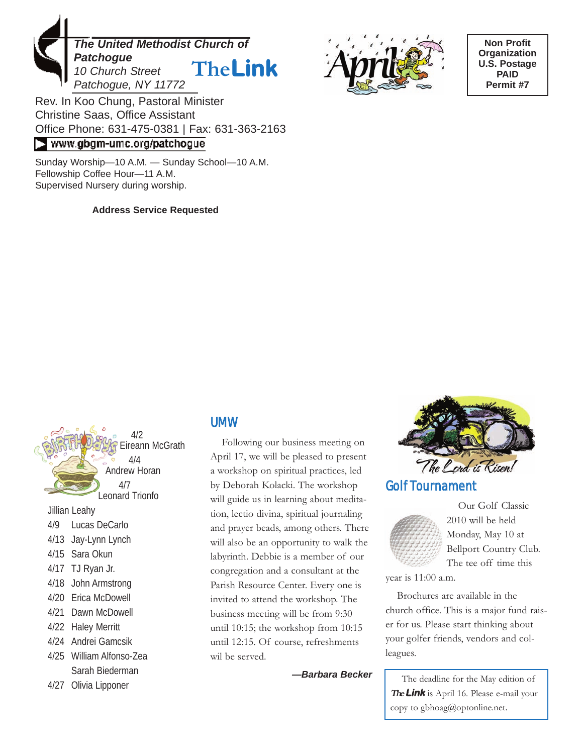**The United Methodist Church of Patchogue**
10 Church Street
Patchogue, NY 11772

# The Link

Rev. In Koo Chung, Pastoral Minister
Christine Saas, Office Assistant
Office Phone: 631-475-0381 | Fax: 631-363-2163
www.gbgm-umc.org/patchogue

Sunday Worship—10 A.M. — Sunday School—10 A.M.
Fellowship Coffee Hour—11 A.M.
Supervised Nursery during worship.

**Address Service Requested**

April

**Non Profit Organization U.S. Postage PAID Permit #7**

## Birthdays

4/2 Eireann McGrath
4/4 Andrew Horan
4/7 Leonard Trionfo
Jillian Leahy
4/9 Lucas DeCarlo
4/13 Jay-Lynn Lynch
4/15 Sara Okun
4/17 TJ Ryan Jr.
4/18 John Armstrong
4/20 Erica McDowell
4/21 Dawn McDowell
4/22 Haley Merritt
4/24 Andrei Gamcsik
4/25 William Alfonso-Zea
Sarah Biederman
4/27 Olivia Lipponer

## UMW

Following our business meeting on April 17, we will be pleased to present a workshop on spiritual practices, led by Deborah Kolacki. The workshop will guide us in learning about meditation, lectio divina, spiritual journaling and prayer beads, among others. There will also be an opportunity to walk the labyrinth. Debbie is a member of our congregation and a consultant at the Parish Resource Center. Every one is invited to attend the workshop. The business meeting will be from 9:30 until 10:15; the workshop from 10:15 until 12:15. Of course, refreshments wil be served.

***—Barbara Becker***

The Lord is Risen!

## Golf Tournament

Our Golf Classic 2010 will be held Monday, May 10 at Bellport Country Club. The tee off time this year is 11:00 a.m.

Brochures are available in the church office. This is a major fund raiser for us. Please start thinking about your golfer friends, vendors and colleagues.

The deadline for the May edition of ***The Link*** is April 16. Please e-mail your copy to gbhoag@optonline.net.